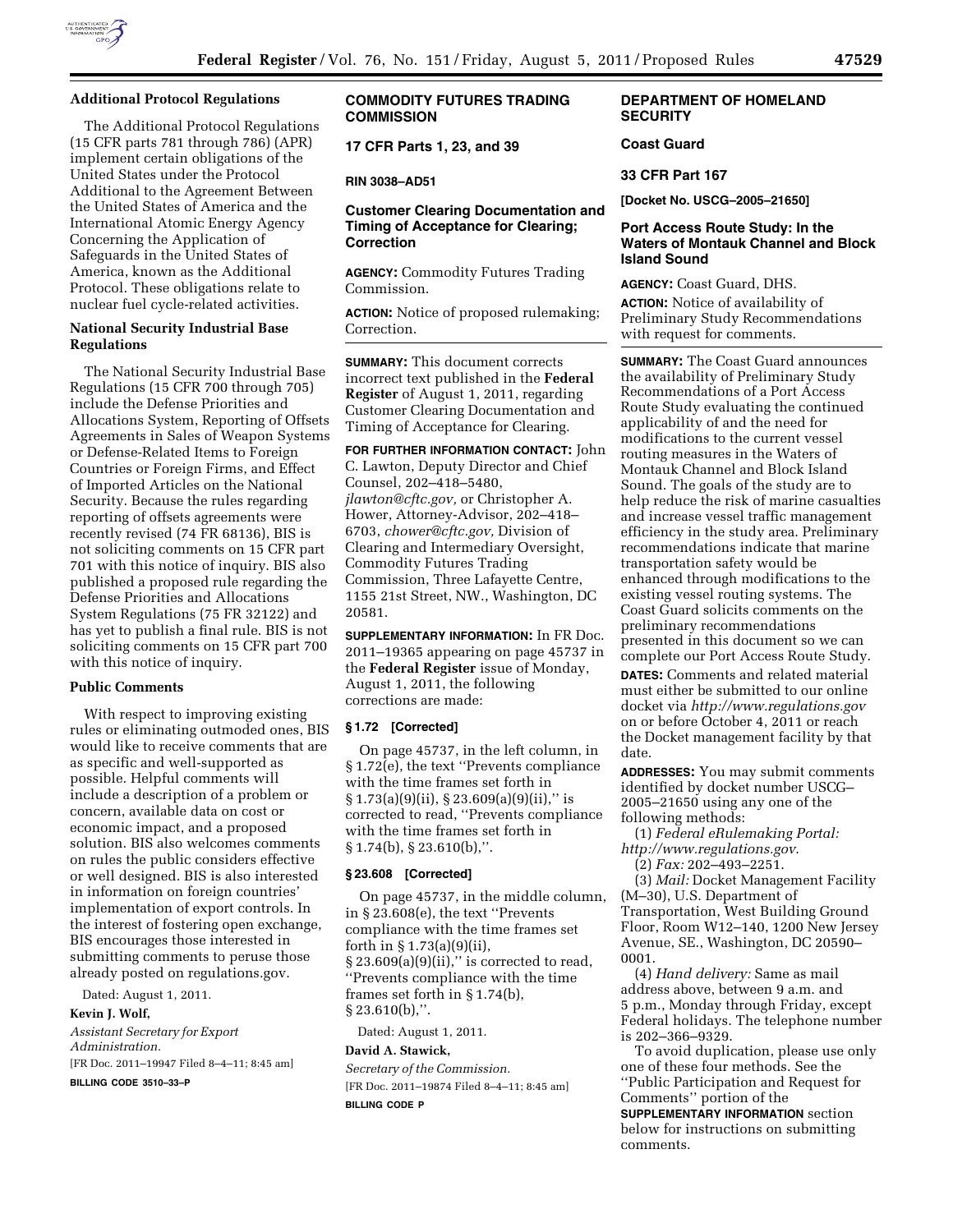### Additional Protocol Regulations

The Additional Protocol Regulations (15 CFR parts 781 through 786) (APR) implement certain obligations of the United States under the Protocol Additional to the Agreement Between the United States of America and the International Atomic Energy Agency Concerning the Application of Safeguards in the United States of America, known as the Additional Protocol. These obligations relate to nuclear fuel cycle-related activities.

### National Security Industrial Base Regulations

The National Security Industrial Base Regulations (15 CFR 700 through 705) include the Defense Priorities and Allocations System, Reporting of Offsets Agreements in Sales of Weapon Systems or Defense-Related Items to Foreign Countries or Foreign Firms, and Effect of Imported Articles on the National Security. Because the rules regarding reporting of offsets agreements were recently revised (74 FR 68136), BIS is not soliciting comments on 15 CFR part 701 with this notice of inquiry. BIS also published a proposed rule regarding the Defense Priorities and Allocations System Regulations (75 FR 32122) and has yet to publish a final rule. BIS is not soliciting comments on 15 CFR part 700 with this notice of inquiry.

### Public Comments

With respect to improving existing rules or eliminating outmoded ones, BIS would like to receive comments that are as specific and well-supported as possible. Helpful comments will include a description of a problem or concern, available data on cost or economic impact, and a proposed solution. BIS also welcomes comments on rules the public considers effective or well designed. BIS is also interested in information on foreign countries' implementation of export controls. In the interest of fostering open exchange, BIS encourages those interested in submitting comments to peruse those already posted on regulations.gov.

Dated: August 1, 2011.

**Kevin J. Wolf,**

*Assistant Secretary for Export Administration.*

[FR Doc. 2011–19947 Filed 8–4–11; 8:45 am]

**BILLING CODE 3510–33–P**

## COMMODITY FUTURES TRADING COMMISSION

### 17 CFR Parts 1, 23, and 39

**RIN 3038–AD51**

### Customer Clearing Documentation and Timing of Acceptance for Clearing; Correction

**AGENCY:** Commodity Futures Trading Commission.

**ACTION:** Notice of proposed rulemaking; Correction.

**SUMMARY:** This document corrects incorrect text published in the **Federal Register** of August 1, 2011, regarding Customer Clearing Documentation and Timing of Acceptance for Clearing.

**FOR FURTHER INFORMATION CONTACT:** John C. Lawton, Deputy Director and Chief Counsel, 202–418–5480, *jlawton@cftc.gov,* or Christopher A. Hower, Attorney-Advisor, 202–418–6703, *chower@cftc.gov,* Division of Clearing and Intermediary Oversight, Commodity Futures Trading Commission, Three Lafayette Centre, 1155 21st Street, NW., Washington, DC 20581.

**SUPPLEMENTARY INFORMATION:** In FR Doc. 2011–19365 appearing on page 45737 in the **Federal Register** issue of Monday, August 1, 2011, the following corrections are made:

#### § 1.72 [Corrected]

On page 45737, in the left column, in § 1.72(e), the text ''Prevents compliance with the time frames set forth in § 1.73(a)(9)(ii), § 23.609(a)(9)(ii),'' is corrected to read, ''Prevents compliance with the time frames set forth in § 1.74(b), § 23.610(b),''.

#### § 23.608 [Corrected]

On page 45737, in the middle column, in § 23.608(e), the text ''Prevents compliance with the time frames set forth in § 1.73(a)(9)(ii), § 23.609(a)(9)(ii),'' is corrected to read, ''Prevents compliance with the time frames set forth in § 1.74(b), § 23.610(b),''.

Dated: August 1, 2011.

**David A. Stawick,**

*Secretary of the Commission.*

[FR Doc. 2011–19874 Filed 8–4–11; 8:45 am]

**BILLING CODE P**

## DEPARTMENT OF HOMELAND SECURITY

### Coast Guard

### 33 CFR Part 167

**[Docket No. USCG–2005–21650]**

### Port Access Route Study: In the Waters of Montauk Channel and Block Island Sound

**AGENCY:** Coast Guard, DHS.

**ACTION:** Notice of availability of Preliminary Study Recommendations with request for comments.

**SUMMARY:** The Coast Guard announces the availability of Preliminary Study Recommendations of a Port Access Route Study evaluating the continued applicability of and the need for modifications to the current vessel routing measures in the Waters of Montauk Channel and Block Island Sound. The goals of the study are to help reduce the risk of marine casualties and increase vessel traffic management efficiency in the study area. Preliminary recommendations indicate that marine transportation safety would be enhanced through modifications to the existing vessel routing systems. The Coast Guard solicits comments on the preliminary recommendations presented in this document so we can complete our Port Access Route Study.

**DATES:** Comments and related material must either be submitted to our online docket via *http://www.regulations.gov* on or before October 4, 2011 or reach the Docket management facility by that date.

**ADDRESSES:** You may submit comments identified by docket number USCG–2005–21650 using any one of the following methods:

(1) *Federal eRulemaking Portal: http://www.regulations.gov*.

(2) *Fax:* 202–493–2251.

(3) *Mail:* Docket Management Facility (M–30), U.S. Department of Transportation, West Building Ground Floor, Room W12–140, 1200 New Jersey Avenue, SE., Washington, DC 20590–0001.

(4) *Hand delivery:* Same as mail address above, between 9 a.m. and 5 p.m., Monday through Friday, except Federal holidays. The telephone number is 202–366–9329.

To avoid duplication, please use only one of these four methods. See the ''Public Participation and Request for Comments'' portion of the **SUPPLEMENTARY INFORMATION** section below for instructions on submitting comments.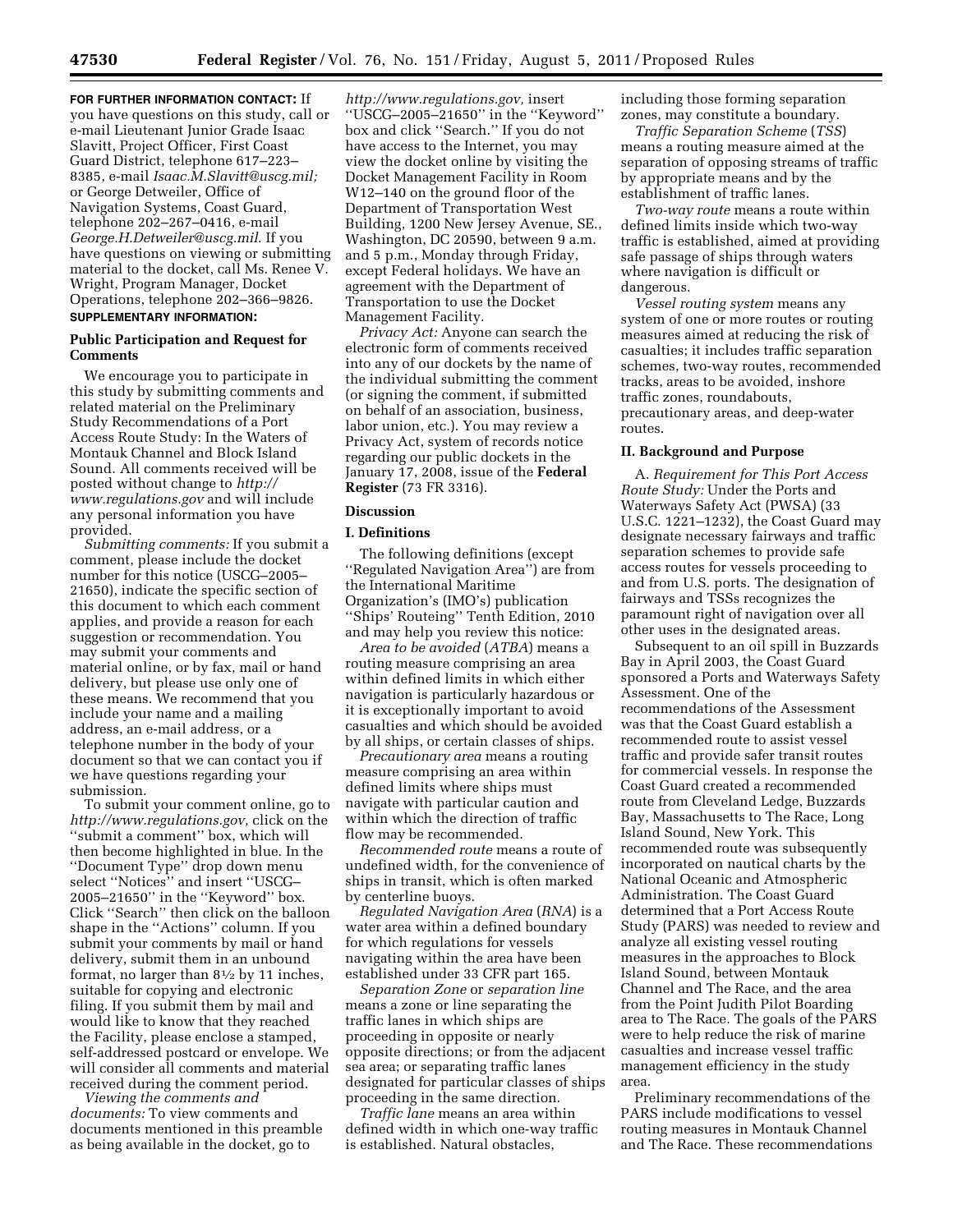**FOR FURTHER INFORMATION CONTACT:** If you have questions on this study, call or e-mail Lieutenant Junior Grade Isaac Slavitt, Project Officer, First Coast Guard District, telephone 617–223–8385, e-mail *Isaac.M.Slavitt@uscg.mil;* or George Detweiler, Office of Navigation Systems, Coast Guard, telephone 202–267–0416, e-mail *George.H.Detweiler@uscg.mil.* If you have questions on viewing or submitting material to the docket, call Ms. Renee V. Wright, Program Manager, Docket Operations, telephone 202–366–9826.

**SUPPLEMENTARY INFORMATION:**

### Public Participation and Request for Comments

We encourage you to participate in this study by submitting comments and related material on the Preliminary Study Recommendations of a Port Access Route Study: In the Waters of Montauk Channel and Block Island Sound. All comments received will be posted without change to *http://www.regulations.gov* and will include any personal information you have provided.

*Submitting comments:* If you submit a comment, please include the docket number for this notice (USCG–2005–21650), indicate the specific section of this document to which each comment applies, and provide a reason for each suggestion or recommendation. You may submit your comments and material online, or by fax, mail or hand delivery, but please use only one of these means. We recommend that you include your name and a mailing address, an e-mail address, or a telephone number in the body of your document so that we can contact you if we have questions regarding your submission.

To submit your comment online, go to *http://www.regulations.gov,* click on the ''submit a comment'' box, which will then become highlighted in blue. In the ''Document Type'' drop down menu select ''Notices'' and insert ''USCG–2005–21650'' in the ''Keyword'' box. Click ''Search'' then click on the balloon shape in the ''Actions'' column. If you submit your comments by mail or hand delivery, submit them in an unbound format, no larger than 8½ by 11 inches, suitable for copying and electronic filing. If you submit them by mail and would like to know that they reached the Facility, please enclose a stamped, self-addressed postcard or envelope. We will consider all comments and material received during the comment period.

*Viewing the comments and documents:* To view comments and documents mentioned in this preamble as being available in the docket, go to *http://www.regulations.gov,* insert ''USCG–2005–21650'' in the ''Keyword'' box and click ''Search.'' If you do not have access to the Internet, you may view the docket online by visiting the Docket Management Facility in Room W12–140 on the ground floor of the Department of Transportation West Building, 1200 New Jersey Avenue, SE., Washington, DC 20590, between 9 a.m. and 5 p.m., Monday through Friday, except Federal holidays. We have an agreement with the Department of Transportation to use the Docket Management Facility.

*Privacy Act:* Anyone can search the electronic form of comments received into any of our dockets by the name of the individual submitting the comment (or signing the comment, if submitted on behalf of an association, business, labor union, etc.). You may review a Privacy Act, system of records notice regarding our public dockets in the January 17, 2008, issue of the **Federal Register** (73 FR 3316).

### Discussion

#### I. Definitions

The following definitions (except ''Regulated Navigation Area'') are from the International Maritime Organization's (IMO's) publication ''Ships' Routeing'' Tenth Edition, 2010 and may help you review this notice:

*Area to be avoided* (*ATBA*) means a routing measure comprising an area within defined limits in which either navigation is particularly hazardous or it is exceptionally important to avoid casualties and which should be avoided by all ships, or certain classes of ships.

*Precautionary area* means a routing measure comprising an area within defined limits where ships must navigate with particular caution and within which the direction of traffic flow may be recommended.

*Recommended route* means a route of undefined width, for the convenience of ships in transit, which is often marked by centerline buoys.

*Regulated Navigation Area* (*RNA*) is a water area within a defined boundary for which regulations for vessels navigating within the area have been established under 33 CFR part 165.

*Separation Zone* or *separation line* means a zone or line separating the traffic lanes in which ships are proceeding in opposite or nearly opposite directions; or from the adjacent sea area; or separating traffic lanes designated for particular classes of ships proceeding in the same direction.

*Traffic lane* means an area within defined width in which one-way traffic is established. Natural obstacles, including those forming separation zones, may constitute a boundary.

*Traffic Separation Scheme* (*TSS*) means a routing measure aimed at the separation of opposing streams of traffic by appropriate means and by the establishment of traffic lanes.

*Two-way route* means a route within defined limits inside which two-way traffic is established, aimed at providing safe passage of ships through waters where navigation is difficult or dangerous.

*Vessel routing system* means any system of one or more routes or routing measures aimed at reducing the risk of casualties; it includes traffic separation schemes, two-way routes, recommended tracks, areas to be avoided, inshore traffic zones, roundabouts, precautionary areas, and deep-water routes.

#### II. Background and Purpose

A. *Requirement for This Port Access Route Study:* Under the Ports and Waterways Safety Act (PWSA) (33 U.S.C. 1221–1232), the Coast Guard may designate necessary fairways and traffic separation schemes to provide safe access routes for vessels proceeding to and from U.S. ports. The designation of fairways and TSSs recognizes the paramount right of navigation over all other uses in the designated areas.

Subsequent to an oil spill in Buzzards Bay in April 2003, the Coast Guard sponsored a Ports and Waterways Safety Assessment. One of the recommendations of the Assessment was that the Coast Guard establish a recommended route to assist vessel traffic and provide safer transit routes for commercial vessels. In response the Coast Guard created a recommended route from Cleveland Ledge, Buzzards Bay, Massachusetts to The Race, Long Island Sound, New York. This recommended route was subsequently incorporated on nautical charts by the National Oceanic and Atmospheric Administration. The Coast Guard determined that a Port Access Route Study (PARS) was needed to review and analyze all existing vessel routing measures in the approaches to Block Island Sound, between Montauk Channel and The Race, and the area from the Point Judith Pilot Boarding area to The Race. The goals of the PARS were to help reduce the risk of marine casualties and increase vessel traffic management efficiency in the study area.

Preliminary recommendations of the PARS include modifications to vessel routing measures in Montauk Channel and The Race. These recommendations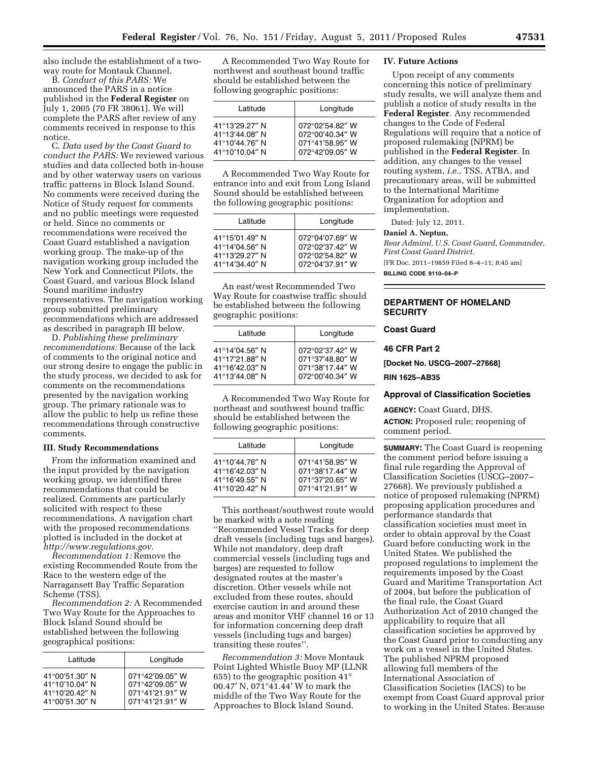also include the establishment of a two-way route for Montauk Channel.

B. *Conduct of this PARS:* We announced the PARS in a notice published in the **Federal Register** on July 1, 2005 (70 FR 38061). We will complete the PARS after review of any comments received in response to this notice.

C. *Data used by the Coast Guard to conduct the PARS:* We reviewed various studies and data collected both in-house and by other waterway users on various traffic patterns in Block Island Sound. No comments were received during the Notice of Study request for comments and no public meetings were requested or held. Since no comments or recommendations were received the Coast Guard established a navigation working group. The make-up of the navigation working group included the New York and Connecticut Pilots, the Coast Guard, and various Block Island Sound maritime industry representatives. The navigation working group submitted preliminary recommendations which are addressed as described in paragraph III below.

D. *Publishing these preliminary recommendations:* Because of the lack of comments to the original notice and our strong desire to engage the public in the study process, we decided to ask for comments on the recommendations presented by the navigation working group. The primary rationale was to allow the public to help us refine these recommendations through constructive comments.

## III. Study Recommendations

From the information examined and the input provided by the navigation working group, we identified three recommendations that could be realized. Comments are particularly solicited with respect to these recommendations. A navigation chart with the proposed recommendations plotted is included in the docket at *http://www.regulations.gov*.

*Recommendation 1:* Remove the existing Recommended Route from the Race to the western edge of the Narragansett Bay Traffic Separation Scheme (TSS).

*Recommendation 2:* A Recommended Two Way Route for the Approaches to Block Island Sound should be established between the following geographical positions:

| Latitude | Longitude |
|---|---|
| 41°00′51.30″ N | 071°42′09.05″ W |
| 41°10′10.04″ N | 071°42′09.05″ W |
| 41°10′20.42″ N | 071°41′21.91″ W |
| 41°00′51.30″ N | 071°41′21.91″ W |

A Recommended Two Way Route for northwest and southeast bound traffic should be established between the following geographic positions:

| Latitude | Longitude |
|---|---|
| 41°13′29.27″ N | 072°02′54.82″ W |
| 41°13′44.08″ N | 072°00′40.34″ W |
| 41°10′44.76″ N | 071°41′58.95″ W |
| 41°10′10.04″ N | 072°42′09.05″ W |

A Recommended Two Way Route for entrance into and exit from Long Island Sound should be established between the following geographic positions:

| Latitude | Longitude |
|---|---|
| 41°15′01.49″ N | 072°04′07.69″ W |
| 41°14′04.56″ N | 072°02′37.42″ W |
| 41°13′29.27″ N | 072°02′54.82″ W |
| 41°14′34.40″ N | 072°04′37.91″ W |

An east/west Recommended Two Way Route for coastwise traffic should be established between the following geographic positions:

| Latitude | Longitude |
|---|---|
| 41°14′04.56″ N | 072°02′37.42″ W |
| 41°17′21.88″ N | 071°37′48.80″ W |
| 41°16′42.03″ N | 071°38′17.44″ W |
| 41°13′44.08″ N | 072°00′40.34″ W |

A Recommended Two Way Route for northeast and southwest bound traffic should be established between the following geographic positions:

| Latitude | Longitude |
|---|---|
| 41°10′44.76″ N | 071°41′58.95″ W |
| 41°16′42.03″ N | 071°38′17.44″ W |
| 41°16′49.55″ N | 071°37′20.65″ W |
| 41°10′20.42″ N | 071°41′21.91″ W |

This northeast/southwest route would be marked with a note reading ''Recommended Vessel Tracks for deep draft vessels (including tugs and barges). While not mandatory, deep draft commercial vessels (including tugs and barges) are requested to follow designated routes at the master's discretion. Other vessels while not excluded from these routes, should exercise caution in and around these areas and monitor VHF channel 16 or 13 for information concerning deep draft vessels (including tugs and barges) transiting these routes''.

*Recommendation 3:* Move Montauk Point Lighted Whistle Buoy MP (LLNR 655) to the geographic position 41° 00.47′ N, 071°41.44′ W to mark the middle of the Two Way Route for the Approaches to Block Island Sound.

## IV. Future Actions

Upon receipt of any comments concerning this notice of preliminary study results, we will analyze them and publish a notice of study results in the **Federal Register**. Any recommended changes to the Code of Federal Regulations will require that a notice of proposed rulemaking (NPRM) be published in the **Federal Register**. In addition, any changes to the vessel routing system, *i.e.,* TSS, ATBA, and precautionary areas, will be submitted to the International Maritime Organization for adoption and implementation.

Dated: July 12, 2011.

**Daniel A. Neptun,**

*Rear Admiral, U.S. Coast Guard, Commander, First Coast Guard District.*

[FR Doc. 2011–19859 Filed 8–4–11; 8:45 am]

**BILLING CODE 9110–04–P**

---

## DEPARTMENT OF HOMELAND SECURITY

### Coast Guard

### 46 CFR Part 2

**[Docket No. USCG–2007–27668]**

**RIN 1625–AB35**

### Approval of Classification Societies

**AGENCY:** Coast Guard, DHS.

**ACTION:** Proposed rule; reopening of comment period.

**SUMMARY:** The Coast Guard is reopening the comment period before issuing a final rule regarding the Approval of Classification Societies (USCG–2007–27668). We previously published a notice of proposed rulemaking (NPRM) proposing application procedures and performance standards that classification societies must meet in order to obtain approval by the Coast Guard before conducting work in the United States. We published the proposed regulations to implement the requirements imposed by the Coast Guard and Maritime Transportation Act of 2004, but before the publication of the final rule, the Coast Guard Authorization Act of 2010 changed the applicability to require that all classification societies be approved by the Coast Guard prior to conducting any work on a vessel in the United States. The published NPRM proposed allowing full members of the International Association of Classification Societies (IACS) to be exempt from Coast Guard approval prior to working in the United States. Because